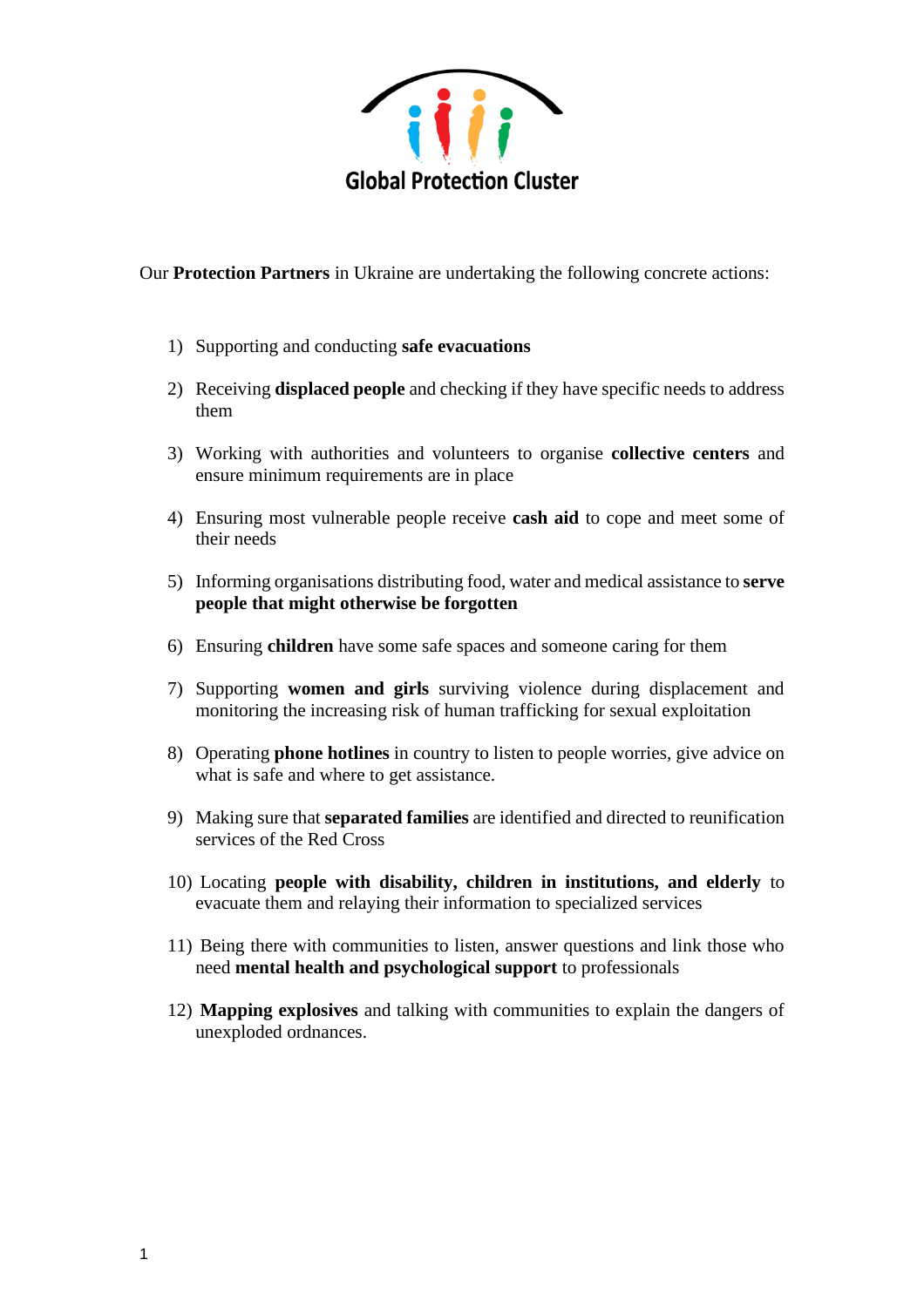Global Protection Cluster

Our **Protection Partners** in Ukraine are undertaking the following concrete actions:

1) Supporting and conducting **safe evacuations**
2) Receiving **displaced people** and checking if they have specific needs to address them
3) Working with authorities and volunteers to organise **collective centers** and ensure minimum requirements are in place
4) Ensuring most vulnerable people receive **cash aid** to cope and meet some of their needs
5) Informing organisations distributing food, water and medical assistance to **serve people that might otherwise be forgotten**
6) Ensuring **children** have some safe spaces and someone caring for them
7) Supporting **women and girls** surviving violence during displacement and monitoring the increasing risk of human trafficking for sexual exploitation
8) Operating **phone hotlines** in country to listen to people worries, give advice on what is safe and where to get assistance.
9) Making sure that **separated families** are identified and directed to reunification services of the Red Cross
10) Locating **people with disability, children in institutions, and elderly** to evacuate them and relaying their information to specialized services
11) Being there with communities to listen, answer questions and link those who need **mental health and psychological support** to professionals
12) **Mapping explosives** and talking with communities to explain the dangers of unexploded ordnances.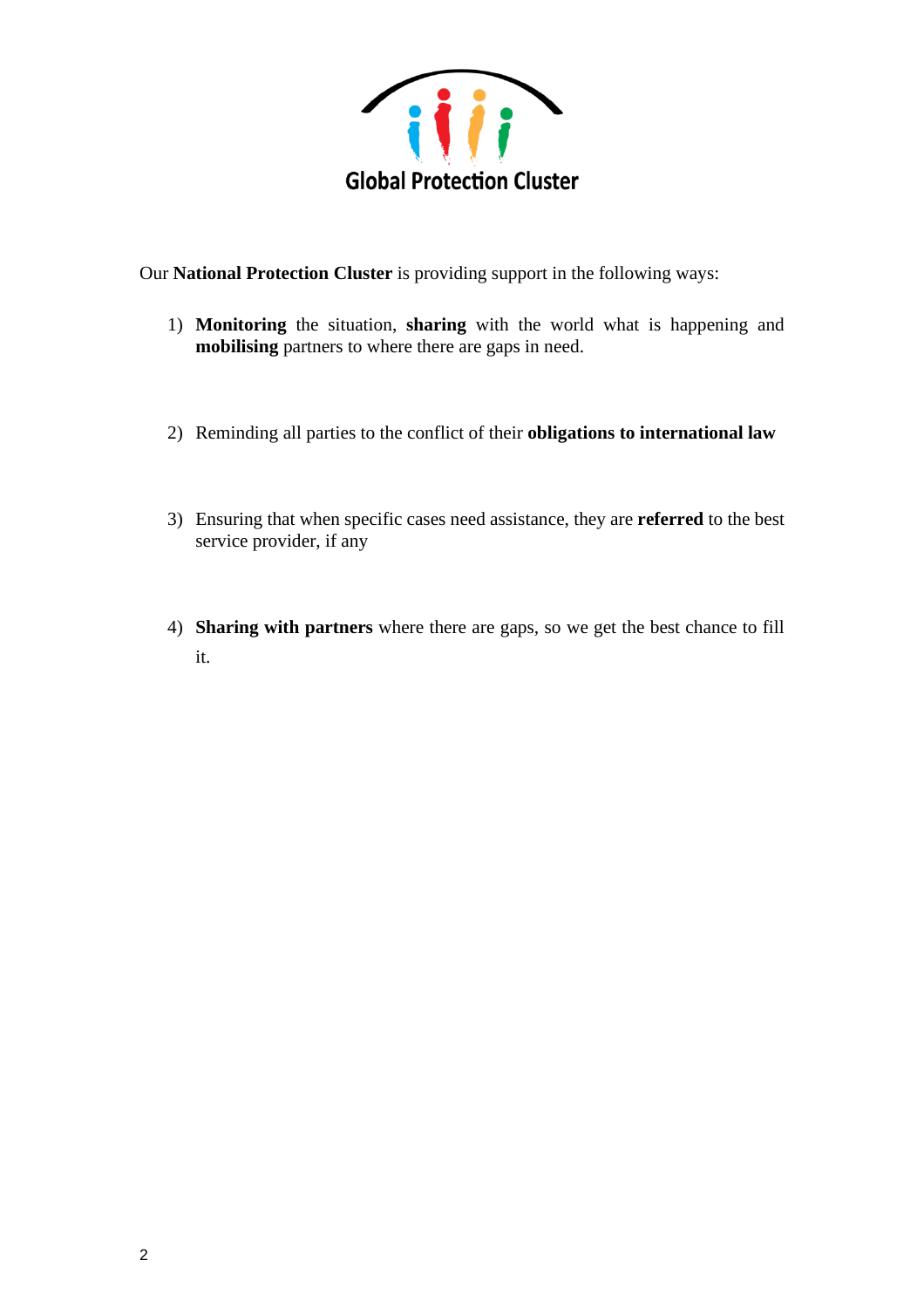Global Protection Cluster

Our **National Protection Cluster** is providing support in the following ways:

1) **Monitoring** the situation, **sharing** with the world what is happening and **mobilising** partners to where there are gaps in need.

2) Reminding all parties to the conflict of their **obligations to international law**

3) Ensuring that when specific cases need assistance, they are **referred** to the best service provider, if any

4) **Sharing with partners** where there are gaps, so we get the best chance to fill it.